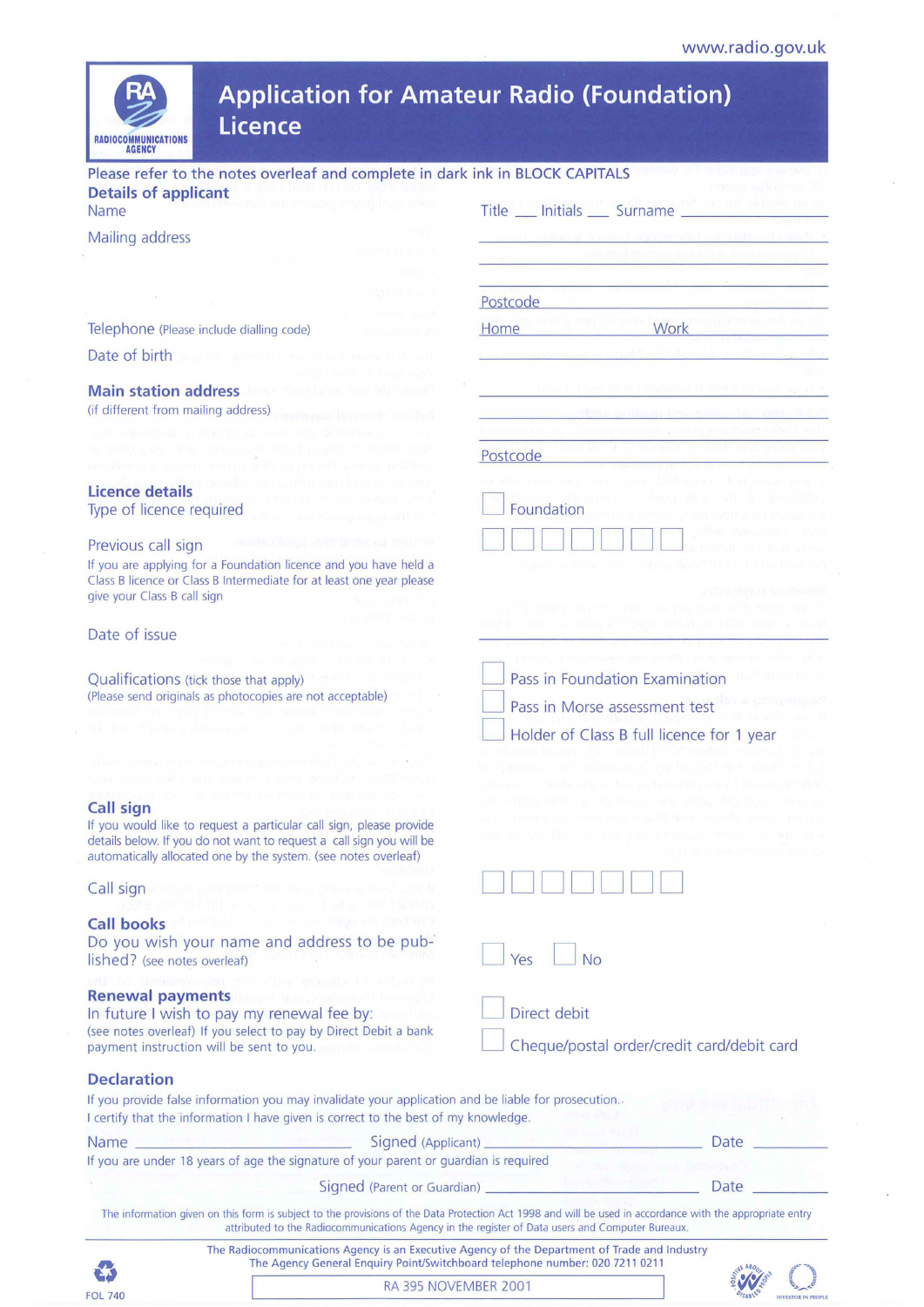www.radio.gov.uk

RADIOCOMMUNICATIONS AGENCY

# Application for Amateur Radio (Foundation) Licence

Please refer to the notes overleaf and complete in dark ink in BLOCK CAPITALS

## Details of applicant

Name — Title ___ Initials ___ Surname ___________

Mailing address ___________

___________

___________

Postcode ___________

Telephone (Please include dialling code) — Home ___________ Work ___________

Date of birth ___________

**Main station address**
(if different from mailing address) ___________

___________

Postcode ___________

## Licence details

Type of licence required — ☐ Foundation

Previous call sign ☐☐☐☐☐☐☐

If you are applying for a Foundation licence and you have held a Class B licence or Class B Intermediate for at least one year please give your Class B call sign

Date of issue ___________

Qualifications (tick those that apply)
(Please send originals as photocopies are not acceptable)

☐ Pass in Foundation Examination

☐ Pass in Morse assessment test

☐ Holder of Class B full licence for 1 year

## Call sign

If you would like to request a particular call sign, please provide details below. If you do not want to request a call sign you will be automatically allocated one by the system. (see notes overleaf)

Call sign ☐☐☐☐☐☐☐

## Call books

Do you wish your name and address to be published? (see notes overleaf)

☐ Yes ☐ No

## Renewal payments

In future I wish to pay my renewal fee by:
(see notes overleaf) If you select to pay by Direct Debit a bank payment instruction will be sent to you.

☐ Direct debit

☐ Cheque/postal order/credit card/debit card

## Declaration

If you provide false information you may invalidate your application and be liable for prosecution.
I certify that the information I have given is correct to the best of my knowledge.

Name ___________ Signed (Applicant) ___________ Date ___________

If you are under 18 years of age the signature of your parent or guardian is required

Signed (Parent or Guardian) ___________ Date ___________

The information given on this form is subject to the provisions of the Data Protection Act 1998 and will be used in accordance with the appropriate entry attributed to the Radiocommunications Agency in the register of Data users and Computer Bureaux.

The Radiocommunications Agency is an Executive Agency of the Department of Trade and Industry
The Agency General Enquiry Point/Switchboard telephone number: 020 7211 0211

RA 395 NOVEMBER 2001

FOL 740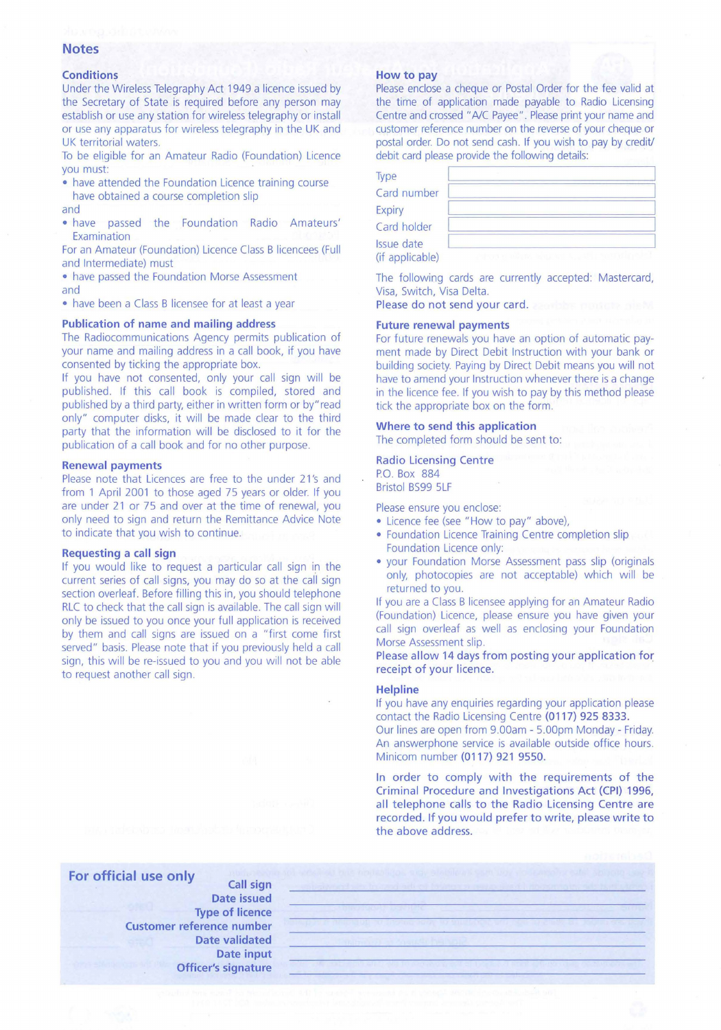## Notes

### Conditions

Under the Wireless Telegraphy Act 1949 a licence issued by the Secretary of State is required before any person may establish or use any station for wireless telegraphy or install or use any apparatus for wireless telegraphy in the UK and UK territorial waters.

To be eligible for an Amateur Radio (Foundation) Licence you must:

- have attended the Foundation Licence training course have obtained a course completion slip

and

- have passed the Foundation Radio Amateurs' Examination

For an Amateur (Foundation) Licence Class B licencees (Full and Intermediate) must

- have passed the Foundation Morse Assessment

and

- have been a Class B licensee for at least a year

### Publication of name and mailing address

The Radiocommunications Agency permits publication of your name and mailing address in a call book, if you have consented by ticking the appropriate box.

If you have not consented, only your call sign will be published. If this call book is compiled, stored and published by a third party, either in written form or by "read only" computer disks, it will be made clear to the third party that the information will be disclosed to it for the publication of a call book and for no other purpose.

### Renewal payments

Please note that Licences are free to the under 21's and from 1 April 2001 to those aged 75 years or older. If you are under 21 or 75 and over at the time of renewal, you only need to sign and return the Remittance Advice Note to indicate that you wish to continue.

### Requesting a call sign

If you would like to request a particular call sign in the current series of call signs, you may do so at the call sign section overleaf. Before filling this in, you should telephone RLC to check that the call sign is available. The call sign will only be issued to you once your full application is received by them and call signs are issued on a "first come first served" basis. Please note that if you previously held a call sign, this will be re-issued to you and you will not be able to request another call sign.

### How to pay

Please enclose a cheque or Postal Order for the fee valid at the time of application made payable to Radio Licensing Centre and crossed "A/C Payee". Please print your name and customer reference number on the reverse of your cheque or postal order. Do not send cash. If you wish to pay by credit/debit card please provide the following details:

Type

Card number

Expiry

Card holder

Issue date (if applicable)

The following cards are currently accepted: Mastercard, Visa, Switch, Visa Delta.

**Please do not send your card.**

### Future renewal payments

For future renewals you have an option of automatic payment made by Direct Debit Instruction with your bank or building society. Paying by Direct Debit means you will not have to amend your Instruction whenever there is a change in the licence fee. If you wish to pay by this method please tick the appropriate box on the form.

### Where to send this application

The completed form should be sent to:

**Radio Licensing Centre**
P.O. Box 884
Bristol BS99 5LF

Please ensure you enclose:

- Licence fee (see "How to pay" above),
- Foundation Licence Training Centre completion slip

Foundation Licence only:

- your Foundation Morse Assessment pass slip (originals only, photocopies are not acceptable) which will be returned to you.

If you are a Class B licensee applying for an Amateur Radio (Foundation) Licence, please ensure you have given your call sign overleaf as well as enclosing your Foundation Morse Assessment slip.

**Please allow 14 days from posting your application for receipt of your licence.**

### Helpline

If you have any enquiries regarding your application please contact the Radio Licensing Centre **(0117) 925 8333.**

Our lines are open from 9.00am - 5.00pm Monday - Friday. An answerphone service is available outside office hours. Minicom number **(0117) 921 9550.**

**In order to comply with the requirements of the Criminal Procedure and Investigations Act (CPI) 1996, all telephone calls to the Radio Licensing Centre are recorded. If you would prefer to write, please write to the above address.**

### For official use only

Call sign

Date issued

Type of licence

Customer reference number

Date validated

Date input

Officer's signature